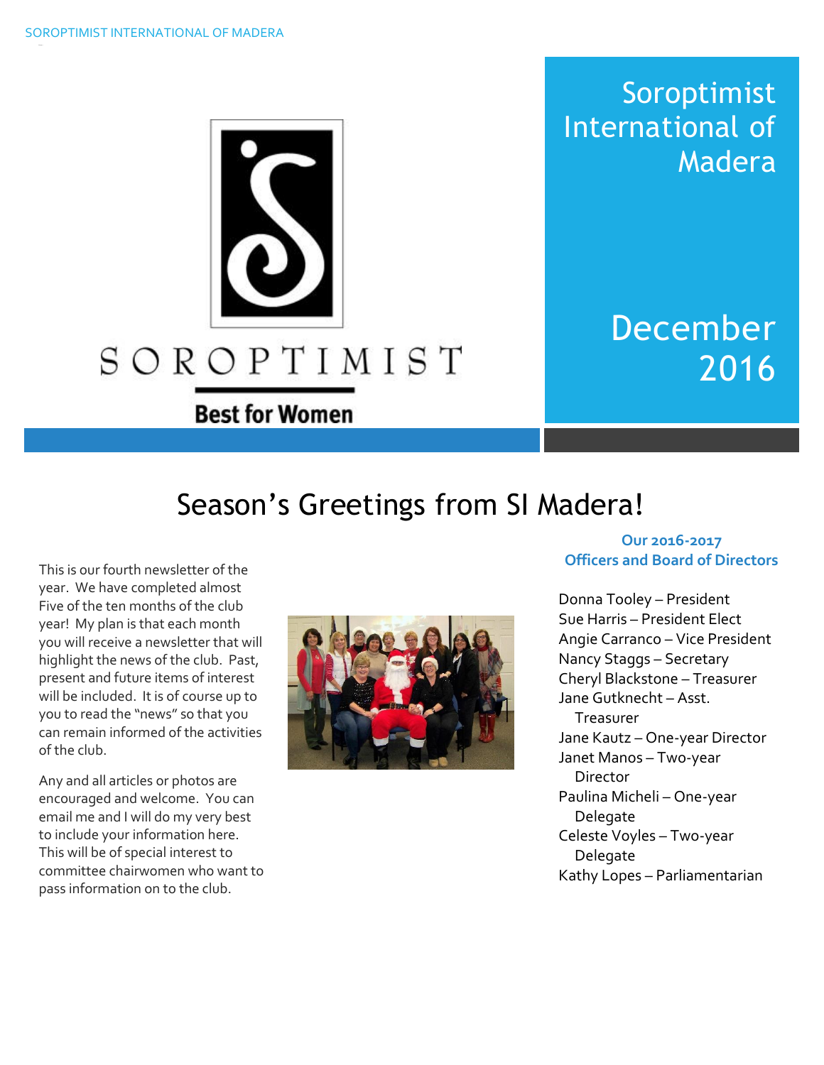SOROPTIMIST

Best for Women

# Soroptimist International of Madera

December 2016

## Season's Greetings from SI Madera!

This is our fourth newsletter of the year. We have completed almost Five of the ten months of the club year! My plan is that each month you will receive a newsletter that will highlight the news of the club. Past, present and future items of interest will be included. It is of course up to you to read the "news" so that you can remain informed of the activities of the club.

Any and all articles or photos are encouraged and welcome. You can email me and I will do my very best to include your information here. This will be of special interest to committee chairwomen who want to pass information on to the club.

### Our 2016-2017 Officers and Board of Directors

Donna Tooley – President
Sue Harris – President Elect
Angie Carranco – Vice President
Nancy Staggs – Secretary
Cheryl Blackstone – Treasurer
Jane Gutknecht – Asst. Treasurer
Jane Kautz – One-year Director
Janet Manos – Two-year Director
Paulina Micheli – One-year Delegate
Celeste Voyles – Two-year Delegate
Kathy Lopes – Parliamentarian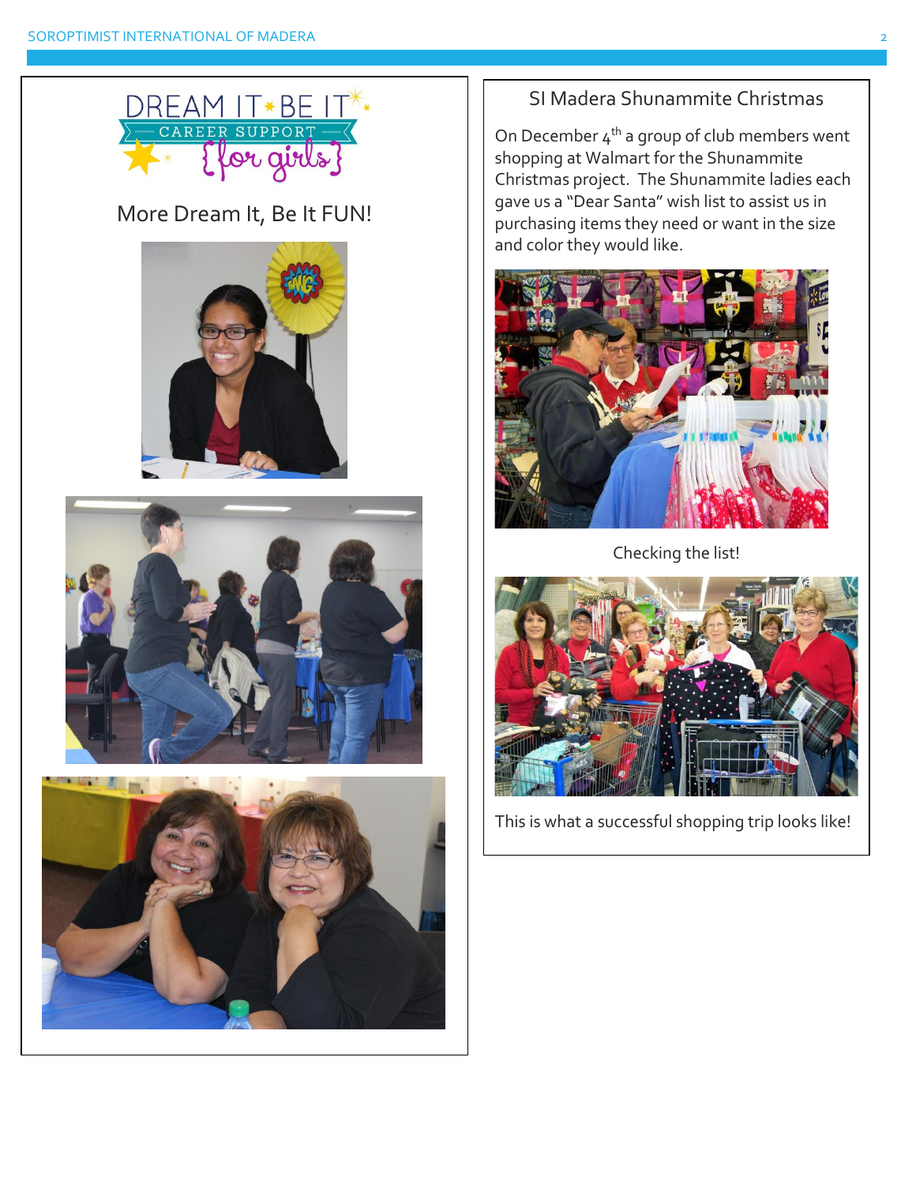DREAM IT BE IT CAREER SUPPORT {for girls}

## More Dream It, Be It FUN!

## SI Madera Shunammite Christmas

On December 4th a group of club members went shopping at Walmart for the Shunammite Christmas project. The Shunammite ladies each gave us a "Dear Santa" wish list to assist us in purchasing items they need or want in the size and color they would like.

Checking the list!

This is what a successful shopping trip looks like!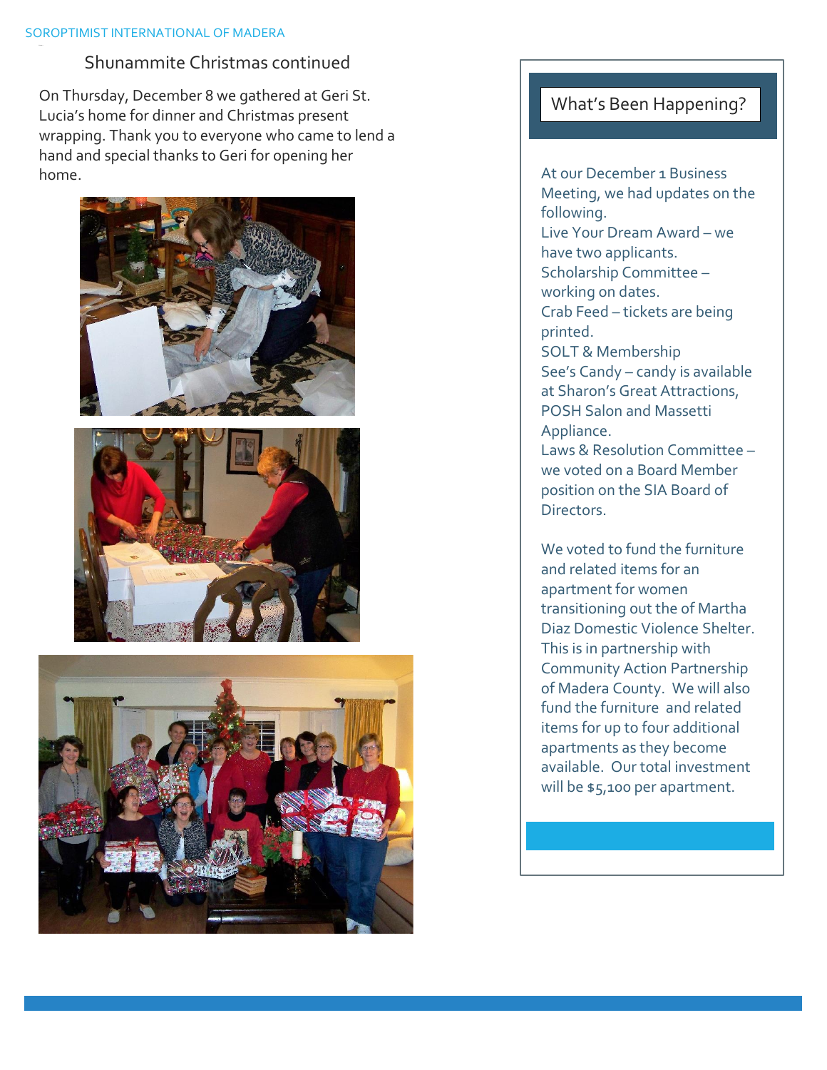## Shunammite Christmas continued

On Thursday, December 8 we gathered at Geri St. Lucia's home for dinner and Christmas present wrapping. Thank you to everyone who came to lend a hand and special thanks to Geri for opening her home.

## What's Been Happening?

At our December 1 Business Meeting, we had updates on the following.

Live Your Dream Award – we have two applicants.

Scholarship Committee – working on dates.

Crab Feed – tickets are being printed.

SOLT & Membership

See's Candy – candy is available at Sharon's Great Attractions, POSH Salon and Massetti Appliance.

Laws & Resolution Committee – we voted on a Board Member position on the SIA Board of Directors.

We voted to fund the furniture and related items for an apartment for women transitioning out the of Martha Diaz Domestic Violence Shelter. This is in partnership with Community Action Partnership of Madera County. We will also fund the furniture and related items for up to four additional apartments as they become available. Our total investment will be $5,100 per apartment.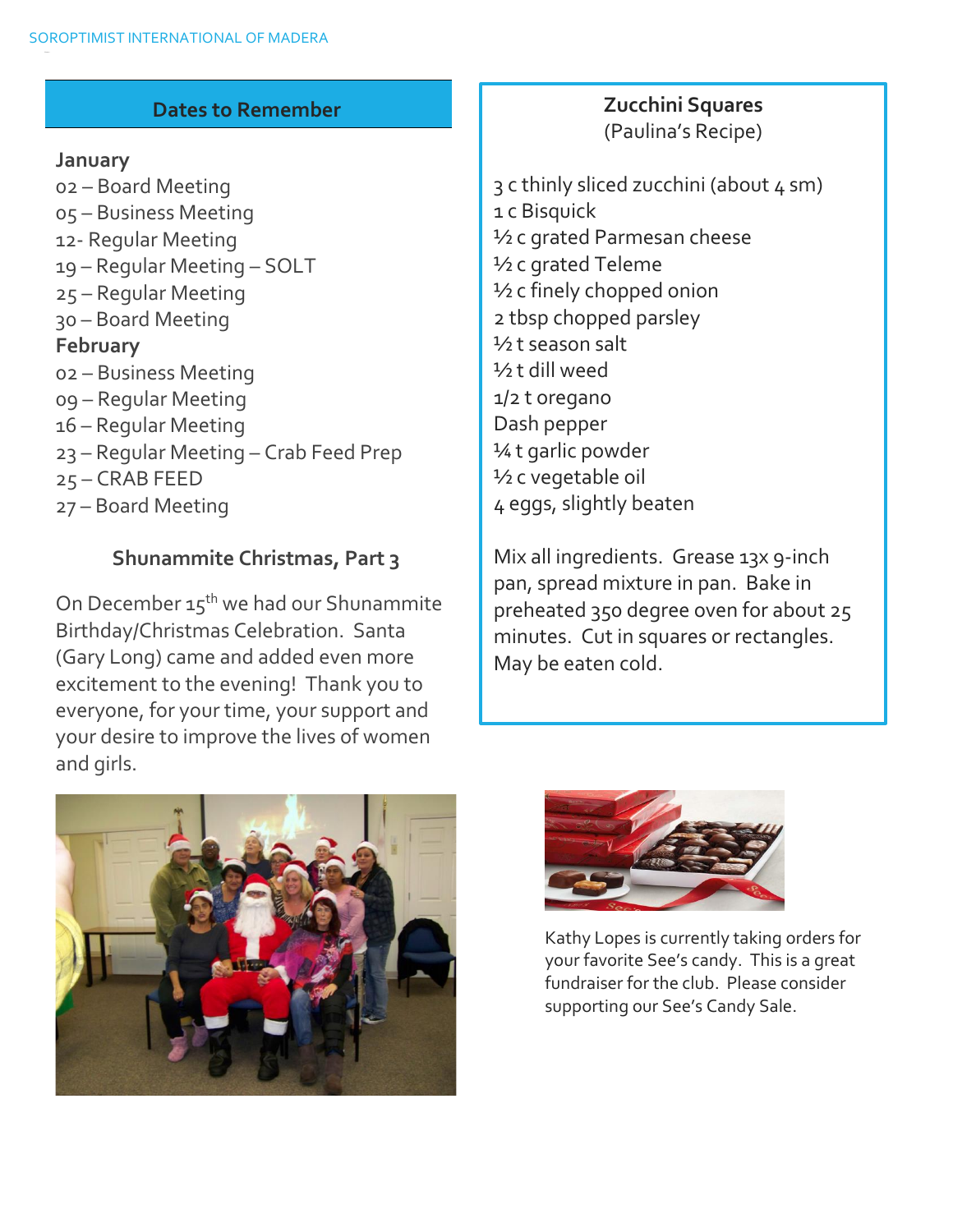## Dates to Remember

**January**
02 – Board Meeting
05 – Business Meeting
12- Regular Meeting
19 – Regular Meeting – SOLT
25 – Regular Meeting
30 – Board Meeting
**February**
02 – Business Meeting
09 – Regular Meeting
16 – Regular Meeting
23 – Regular Meeting – Crab Feed Prep
25 – CRAB FEED
27 – Board Meeting

### Shunammite Christmas, Part 3

On December 15th we had our Shunammite Birthday/Christmas Celebration. Santa (Gary Long) came and added even more excitement to the evening! Thank you to everyone, for your time, your support and your desire to improve the lives of women and girls.

### Zucchini Squares
(Paulina's Recipe)

3 c thinly sliced zucchini (about 4 sm)
1 c Bisquick
½ c grated Parmesan cheese
½ c grated Teleme
½ c finely chopped onion
2 tbsp chopped parsley
½ t season salt
½ t dill weed
1/2 t oregano
Dash pepper
¼ t garlic powder
½ c vegetable oil
4 eggs, slightly beaten

Mix all ingredients. Grease 13x 9-inch pan, spread mixture in pan. Bake in preheated 350 degree oven for about 25 minutes. Cut in squares or rectangles. May be eaten cold.

Kathy Lopes is currently taking orders for your favorite See's candy. This is a great fundraiser for the club. Please consider supporting our See's Candy Sale.